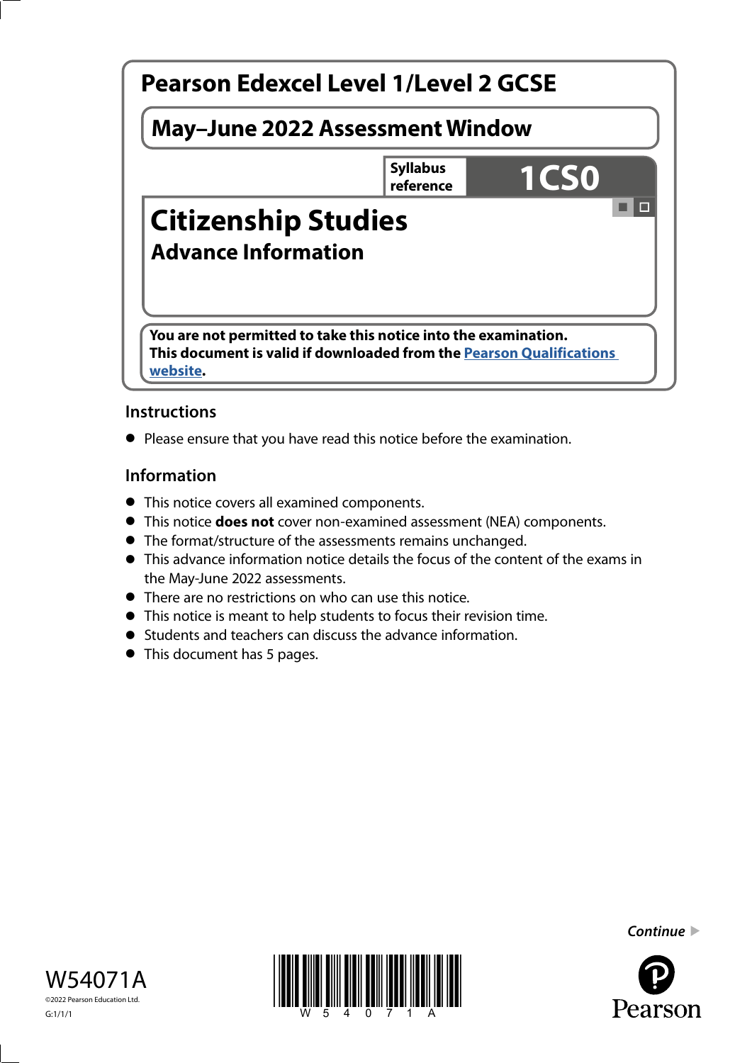# Pearson Edexcel Level 1/Level 2 GCSE

## May–June 2022 Assessment Window

**Syllabus reference** **1CS0**

# Citizenship Studies

## Advance Information

**You are not permitted to take this notice into the examination.**
**This document is valid if downloaded from the [Pearson Qualifications website](https://qualifications.pearson.com).**

### Instructions

- Please ensure that you have read this notice before the examination.

### Information

- This notice covers all examined components.
- This notice **does not** cover non-examined assessment (NEA) components.
- The format/structure of the assessments remains unchanged.
- This advance information notice details the focus of the content of the exams in the May-June 2022 assessments.
- There are no restrictions on who can use this notice.
- This notice is meant to help students to focus their revision time.
- Students and teachers can discuss the advance information.
- This document has 5 pages.

*Continue* ▶

W54071A

©2022 Pearson Education Ltd.

G:1/1/1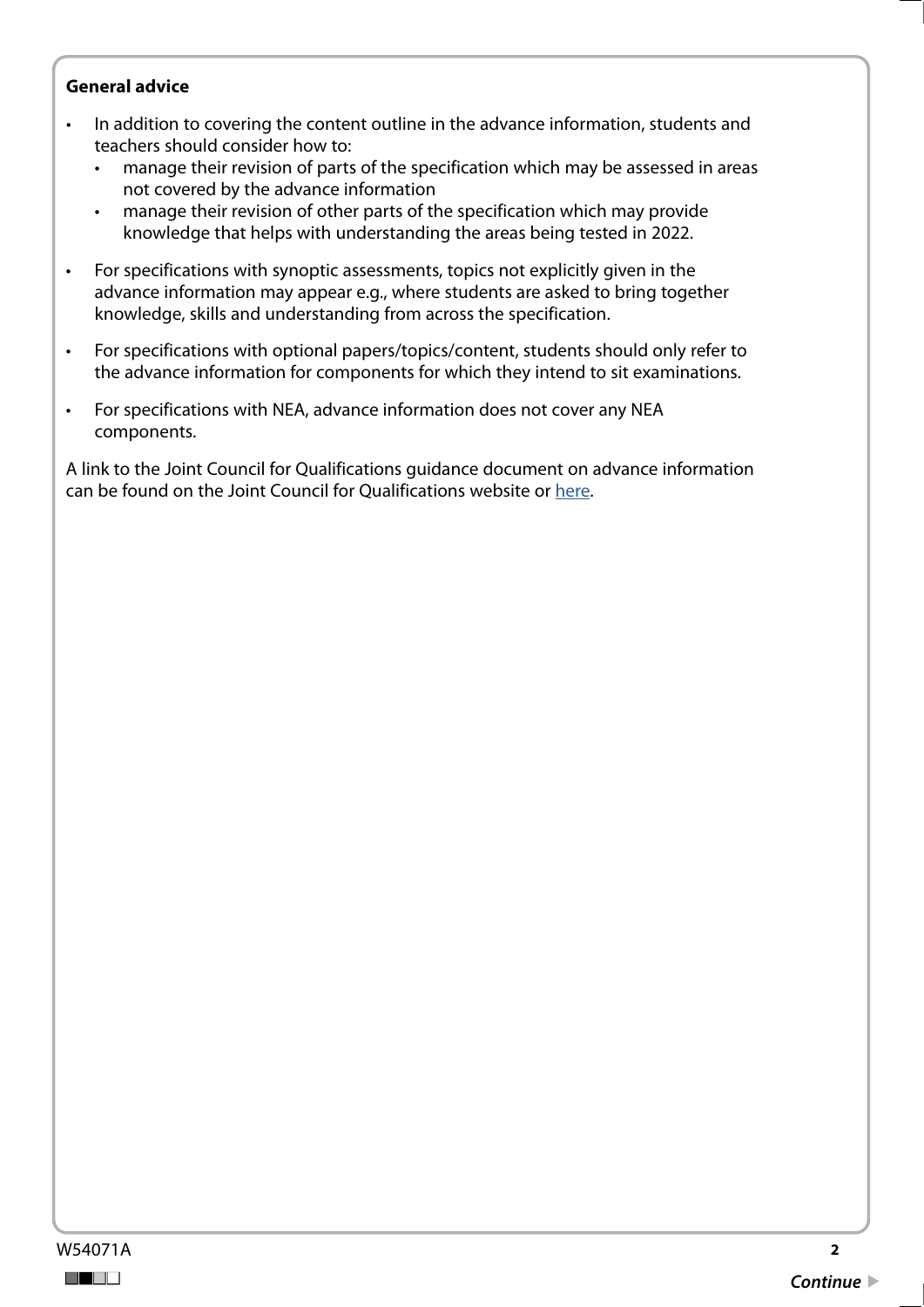**General advice**

- In addition to covering the content outline in the advance information, students and teachers should consider how to:
  - manage their revision of parts of the specification which may be assessed in areas not covered by the advance information
  - manage their revision of other parts of the specification which may provide knowledge that helps with understanding the areas being tested in 2022.
- For specifications with synoptic assessments, topics not explicitly given in the advance information may appear e.g., where students are asked to bring together knowledge, skills and understanding from across the specification.
- For specifications with optional papers/topics/content, students should only refer to the advance information for components for which they intend to sit examinations.
- For specifications with NEA, advance information does not cover any NEA components.

A link to the Joint Council for Qualifications guidance document on advance information can be found on the Joint Council for Qualifications website or here.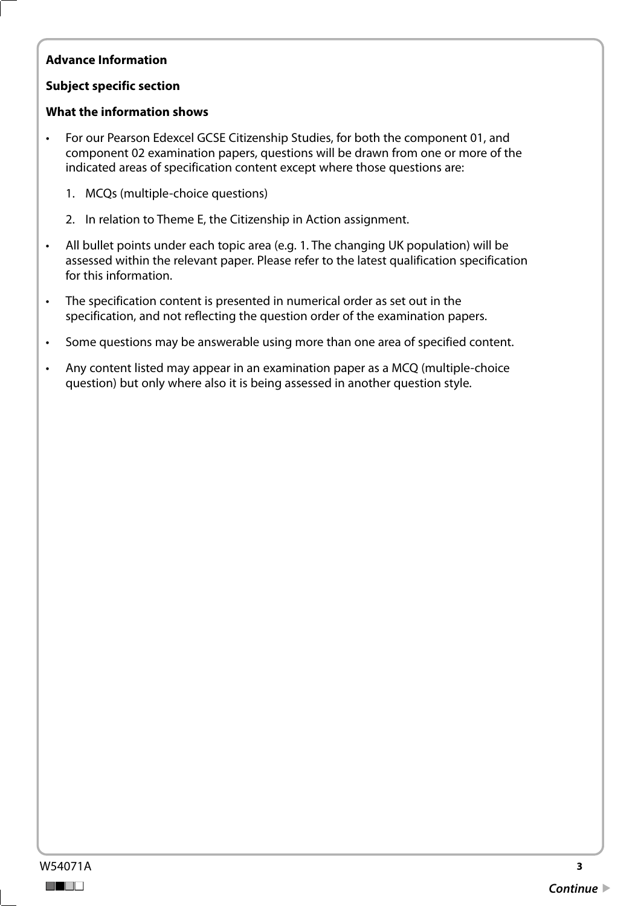**Advance Information**

**Subject specific section**

**What the information shows**

- For our Pearson Edexcel GCSE Citizenship Studies, for both the component 01, and component 02 examination papers, questions will be drawn from one or more of the indicated areas of specification content except where those questions are:

  1. MCQs (multiple-choice questions)

  2. In relation to Theme E, the Citizenship in Action assignment.

- All bullet points under each topic area (e.g. 1. The changing UK population) will be assessed within the relevant paper. Please refer to the latest qualification specification for this information.

- The specification content is presented in numerical order as set out in the specification, and not reflecting the question order of the examination papers.

- Some questions may be answerable using more than one area of specified content.

- Any content listed may appear in an examination paper as a MCQ (multiple-choice question) but only where also it is being assessed in another question style.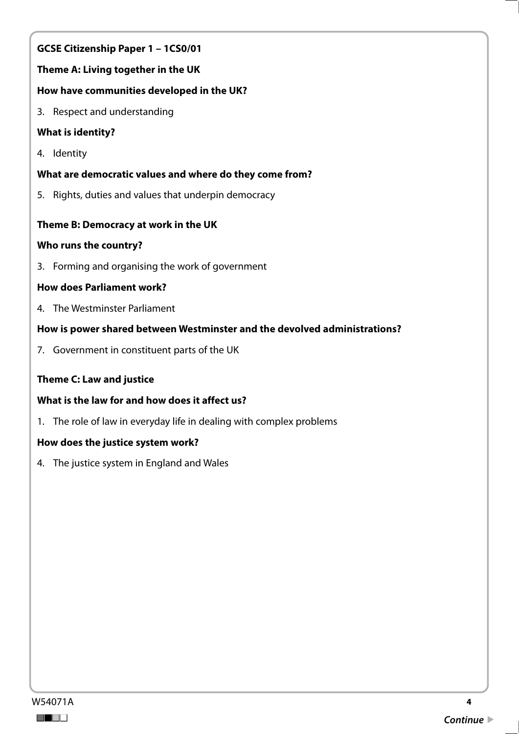**GCSE Citizenship Paper 1 – 1CS0/01**

**Theme A: Living together in the UK**

**How have communities developed in the UK?**

3. Respect and understanding

**What is identity?**

4. Identity

**What are democratic values and where do they come from?**

5. Rights, duties and values that underpin democracy

**Theme B: Democracy at work in the UK**

**Who runs the country?**

3. Forming and organising the work of government

**How does Parliament work?**

4. The Westminster Parliament

**How is power shared between Westminster and the devolved administrations?**

7. Government in constituent parts of the UK

**Theme C: Law and justice**

**What is the law for and how does it affect us?**

1. The role of law in everyday life in dealing with complex problems

**How does the justice system work?**

4. The justice system in England and Wales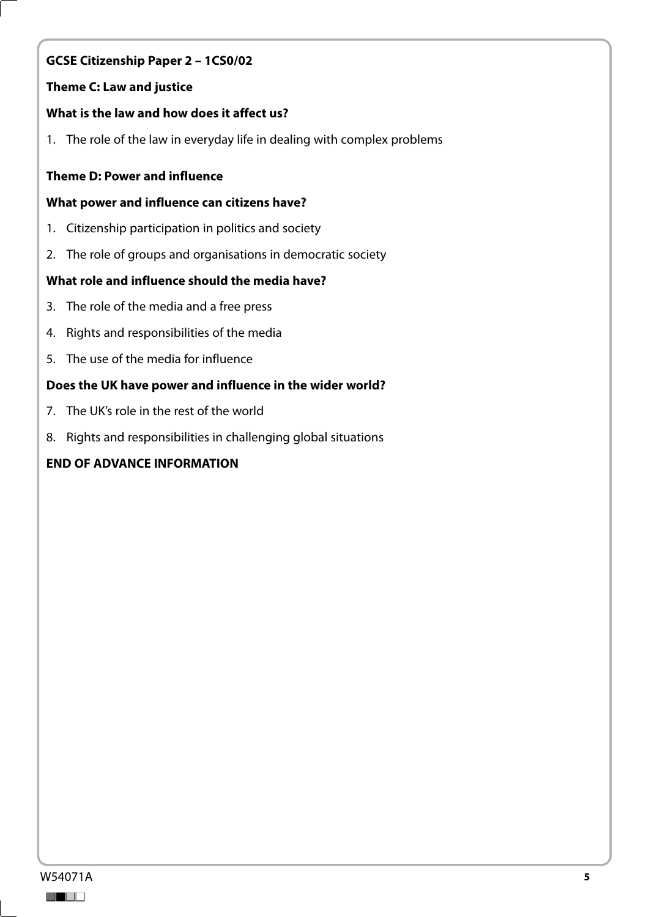**GCSE Citizenship Paper 2 – 1CS0/02**

**Theme C: Law and justice**

**What is the law and how does it affect us?**

1. The role of the law in everyday life in dealing with complex problems

**Theme D: Power and influence**

**What power and influence can citizens have?**

1. Citizenship participation in politics and society
2. The role of groups and organisations in democratic society

**What role and influence should the media have?**

3. The role of the media and a free press
4. Rights and responsibilities of the media
5. The use of the media for influence

**Does the UK have power and influence in the wider world?**

7. The UK's role in the rest of the world
8. Rights and responsibilities in challenging global situations

**END OF ADVANCE INFORMATION**